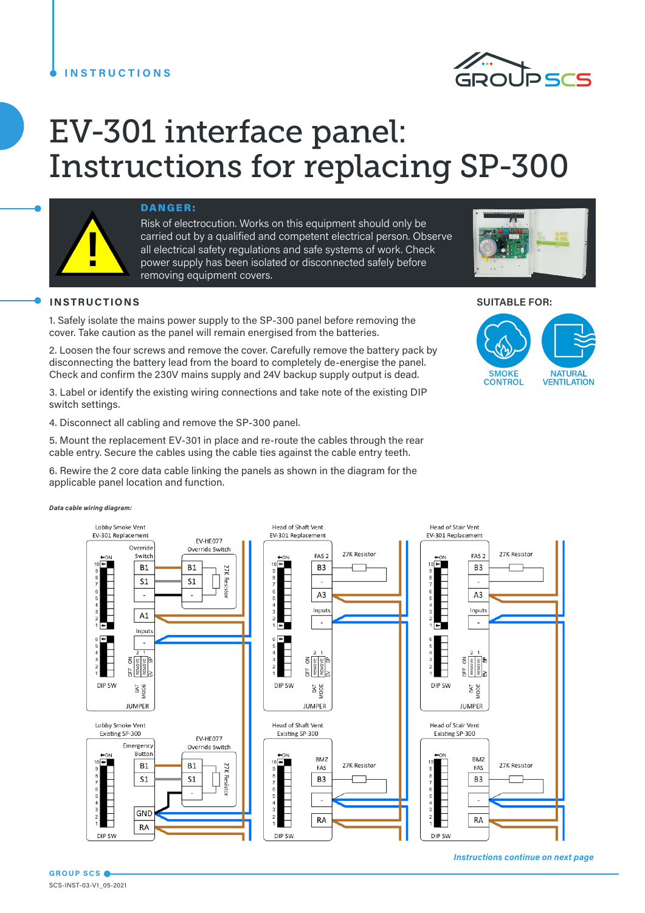INSTRUCTIONS

# EV-301 interface panel: Instructions for replacing SP-300

**DANGER:**

Risk of electrocution. Works on this equipment should only be carried out by a qualified and competent electrical person. Observe all electrical safety regulations and safe systems of work. Check power supply has been isolated or disconnected safely before removing equipment covers.

## INSTRUCTIONS

1. Safely isolate the mains power supply to the SP-300 panel before removing the cover. Take caution as the panel will remain energised from the batteries.

2. Loosen the four screws and remove the cover. Carefully remove the battery pack by disconnecting the battery lead from the board to de-energise the panel. Check and confirm the 230V mains supply and 24V backup supply output is dead.

3. Label or identify the existing wiring connections and take note of the existing DIP switch settings.

4. Disconnect all cabling and remove the SP-300 panel.

5. Mount the replacement EV-301 in place and re-route the cables through the rear cable entry. Secure the cables using the cable ties against the cable entry teeth.

6. Rewire the 2 core data cable linking the panels as shown in the diagram for the applicable panel location and function.

**SUITABLE FOR:**

SMOKE CONTROL

NATURAL VENTILATION

***Data cable wiring diagram:***

Lobby Smoke Vent
EV-301 Replacement

Override Switch

EV-HE077
Override Switch

B1
S1
-
A1
Inputs
-

27K Resistor

DIP SW
JUMPER
BAT MODE
OFF ON
REMOVE
REMOVE
SP
EV

Head of Shaft Vent
EV-301 Replacement

FAS 2
27K Resistor
B3
-
A3
Inputs
-

DIP SW
JUMPER

Head of Stair Vent
EV-301 Replacement

FAS 2
27K Resistor
B3
-
A3
Inputs
-

DIP SW
JUMPER

Lobby Smoke Vent
Existing SP-300

Emergency Button

EV-HE077
Override Switch

B1
S1
-
GND
RA

27K Resistor

DIP SW

Head of Shaft Vent
Existing SP-300

BMZ FAS
27K Resistor
B3
-
RA

DIP SW

Head of Stair Vent
Existing SP-300

BMZ FAS
27K Resistor
B3
-
RA

DIP SW

***Instructions continue on next page***

GROUP SCS

SCS-INST-03-V1_05-2021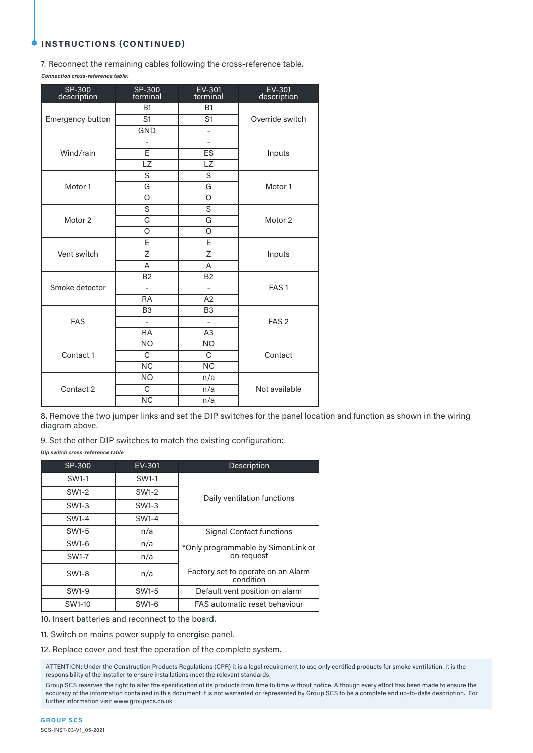## INSTRUCTIONS (CONTINUED)

7. Reconnect the remaining cables following the cross-reference table.

***Connection cross-reference table:***

| SP-300 description | SP-300 terminal | EV-301 terminal | EV-301 description |
|---|---|---|---|
| Emergency button | B1 | B1 | Override switch |
| | S1 | S1 | |
| | GND | - | |
| Wind/rain | - | - | Inputs |
| | E | ES | |
| | LZ | LZ | |
| Motor 1 | S | S | Motor 1 |
| | G | G | |
| | O | O | |
| Motor 2 | S | S | Motor 2 |
| | G | G | |
| | O | O | |
| Vent switch | E | E | Inputs |
| | Z | Z | |
| | A | A | |
| Smoke detector | B2 | B2 | FAS 1 |
| | - | - | |
| | RA | A2 | |
| FAS | B3 | B3 | FAS 2 |
| | - | - | |
| | RA | A3 | |
| Contact 1 | NO | NO | Contact |
| | C | C | |
| | NC | NC | |
| Contact 2 | NO | n/a | Not available |
| | C | n/a | |
| | NC | n/a | |

8. Remove the two jumper links and set the DIP switches for the panel location and function as shown in the wiring diagram above.

9. Set the other DIP switches to match the existing configuration:

***Dip switch cross-reference table***

| SP-300 | EV-301 | Description |
|---|---|---|
| SW1-1 | SW1-1 | Daily ventilation functions |
| SW1-2 | SW1-2 | |
| SW1-3 | SW1-3 | |
| SW1-4 | SW1-4 | |
| SW1-5 | n/a | Signal Contact functions |
| SW1-6 | n/a | *Only programmable by SimonLink or on request |
| SW1-7 | n/a | |
| SW1-8 | n/a | Factory set to operate on an Alarm condition |
| SW1-9 | SW1-5 | Default vent position on alarm |
| SW1-10 | SW1-6 | FAS automatic reset behaviour |

10. Insert batteries and reconnect to the board.

11. Switch on mains power supply to energise panel.

12. Replace cover and test the operation of the complete system.

ATTENTION: Under the Construction Products Regulations (CPR) it is a legal requirement to use only certified products for smoke ventilation. It is the responsibility of the installer to ensure installations meet the relevant standards.

Group SCS reserves the right to alter the specification of its products from time to time without notice. Although every effort has been made to ensure the accuracy of the information contained in this document it is not warranted or represented by Group SCS to be a complete and up-to-date description. For further information visit www.groupscs.co.uk

**GROUP SCS**

SCS-INST-03-V1_05-2021